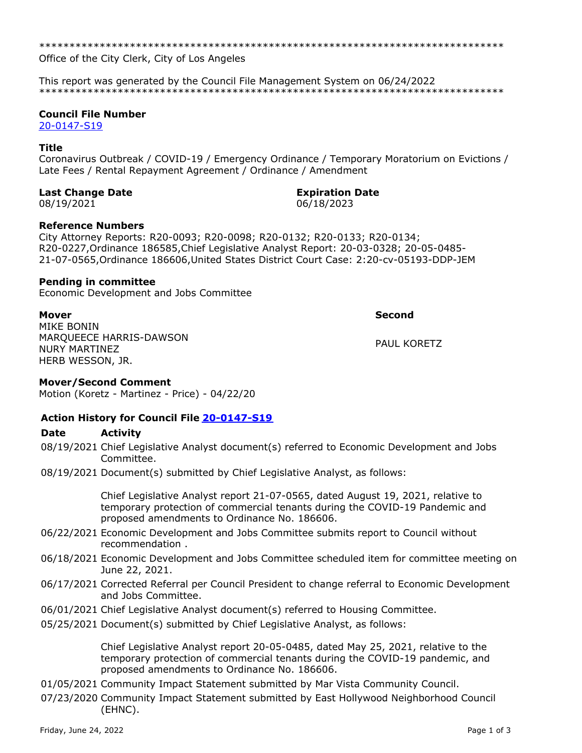******************************************************************************
Office of the City Clerk, City of Los Angeles

This report was generated by the Council File Management System on 06/24/2022
******************************************************************************

**Council File Number**
20-0147-S19

**Title**
Coronavirus Outbreak / COVID-19 / Emergency Ordinance / Temporary Moratorium on Evictions / Late Fees / Rental Repayment Agreement / Ordinance / Amendment

**Last Change Date**
08/19/2021

**Expiration Date**
06/18/2023

**Reference Numbers**
City Attorney Reports: R20-0093; R20-0098; R20-0132; R20-0133; R20-0134; R20-0227,Ordinance 186585,Chief Legislative Analyst Report: 20-03-0328; 20-05-0485-21-07-0565,Ordinance 186606,United States District Court Case: 2:20-cv-05193-DDP-JEM

**Pending in committee**
Economic Development and Jobs Committee

**Mover**
MIKE BONIN
MARQUEECE HARRIS-DAWSON
NURY MARTINEZ
HERB WESSON, JR.

**Second**
PAUL KORETZ

**Mover/Second Comment**
Motion (Koretz - Martinez - Price) - 04/22/20

**Action History for Council File 20-0147-S19**

| Date | Activity |
|---|---|
| 08/19/2021 | Chief Legislative Analyst document(s) referred to Economic Development and Jobs Committee. |
| 08/19/2021 | Document(s) submitted by Chief Legislative Analyst, as follows:<br><br>Chief Legislative Analyst report 21-07-0565, dated August 19, 2021, relative to temporary protection of commercial tenants during the COVID-19 Pandemic and proposed amendments to Ordinance No. 186606. |
| 06/22/2021 | Economic Development and Jobs Committee submits report to Council without recommendation . |
| 06/18/2021 | Economic Development and Jobs Committee scheduled item for committee meeting on June 22, 2021. |
| 06/17/2021 | Corrected Referral per Council President to change referral to Economic Development and Jobs Committee. |
| 06/01/2021 | Chief Legislative Analyst document(s) referred to Housing Committee. |
| 05/25/2021 | Document(s) submitted by Chief Legislative Analyst, as follows:<br><br>Chief Legislative Analyst report 20-05-0485, dated May 25, 2021, relative to the temporary protection of commercial tenants during the COVID-19 pandemic, and proposed amendments to Ordinance No. 186606. |
| 01/05/2021 | Community Impact Statement submitted by Mar Vista Community Council. |
| 07/23/2020 | Community Impact Statement submitted by East Hollywood Neighborhood Council (EHNC). |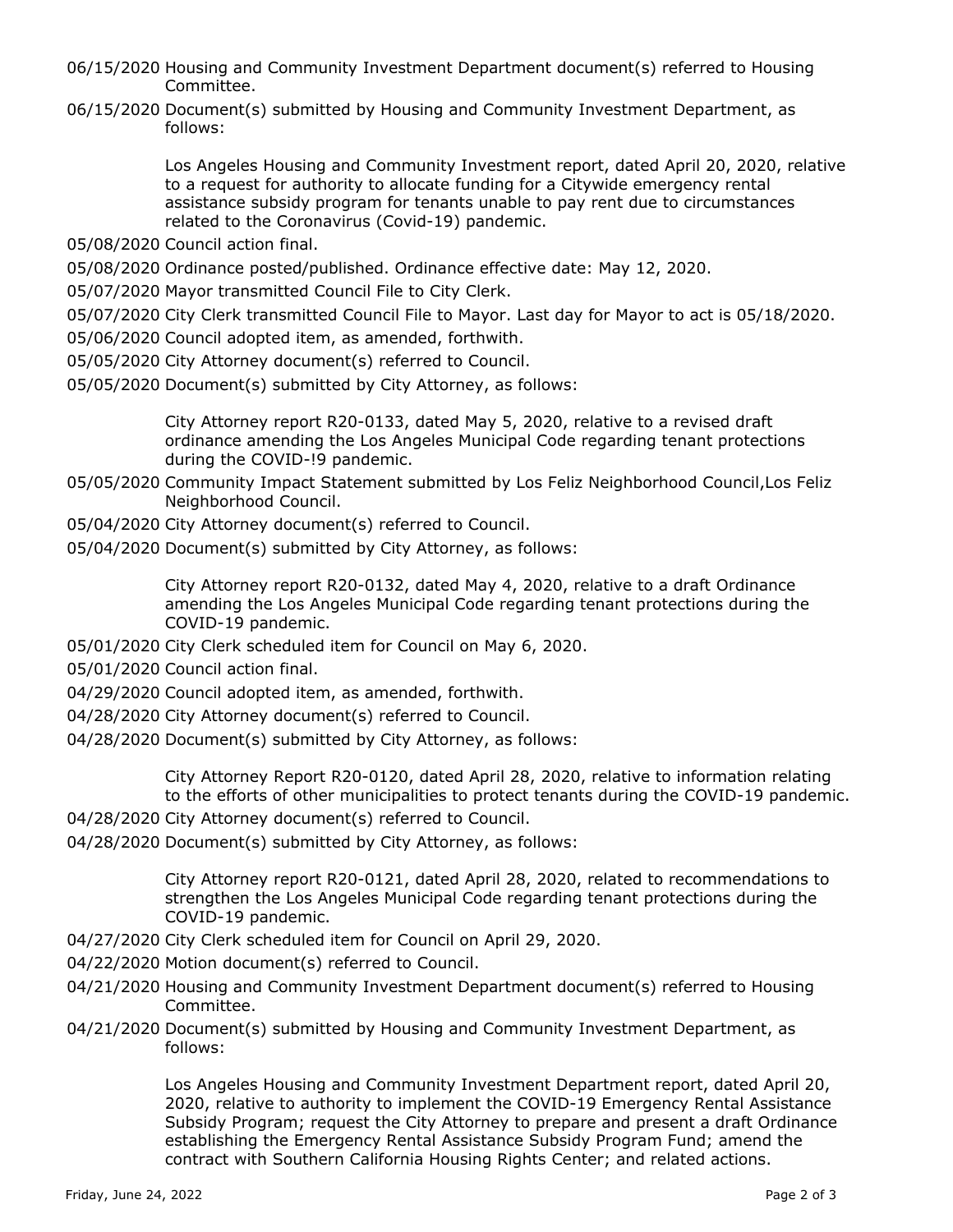06/15/2020 Housing and Community Investment Department document(s) referred to Housing Committee.

06/15/2020 Document(s) submitted by Housing and Community Investment Department, as follows:

> Los Angeles Housing and Community Investment report, dated April 20, 2020, relative to a request for authority to allocate funding for a Citywide emergency rental assistance subsidy program for tenants unable to pay rent due to circumstances related to the Coronavirus (Covid-19) pandemic.

05/08/2020 Council action final.

05/08/2020 Ordinance posted/published. Ordinance effective date: May 12, 2020.

05/07/2020 Mayor transmitted Council File to City Clerk.

05/07/2020 City Clerk transmitted Council File to Mayor. Last day for Mayor to act is 05/18/2020.

05/06/2020 Council adopted item, as amended, forthwith.

05/05/2020 City Attorney document(s) referred to Council.

05/05/2020 Document(s) submitted by City Attorney, as follows:

> City Attorney report R20-0133, dated May 5, 2020, relative to a revised draft ordinance amending the Los Angeles Municipal Code regarding tenant protections during the COVID-!9 pandemic.

05/05/2020 Community Impact Statement submitted by Los Feliz Neighborhood Council,Los Feliz Neighborhood Council.

05/04/2020 City Attorney document(s) referred to Council.

05/04/2020 Document(s) submitted by City Attorney, as follows:

> City Attorney report R20-0132, dated May 4, 2020, relative to a draft Ordinance amending the Los Angeles Municipal Code regarding tenant protections during the COVID-19 pandemic.

05/01/2020 City Clerk scheduled item for Council on May 6, 2020.

05/01/2020 Council action final.

04/29/2020 Council adopted item, as amended, forthwith.

04/28/2020 City Attorney document(s) referred to Council.

04/28/2020 Document(s) submitted by City Attorney, as follows:

> City Attorney Report R20-0120, dated April 28, 2020, relative to information relating to the efforts of other municipalities to protect tenants during the COVID-19 pandemic.

04/28/2020 City Attorney document(s) referred to Council.

04/28/2020 Document(s) submitted by City Attorney, as follows:

> City Attorney report R20-0121, dated April 28, 2020, related to recommendations to strengthen the Los Angeles Municipal Code regarding tenant protections during the COVID-19 pandemic.

04/27/2020 City Clerk scheduled item for Council on April 29, 2020.

04/22/2020 Motion document(s) referred to Council.

04/21/2020 Housing and Community Investment Department document(s) referred to Housing Committee.

04/21/2020 Document(s) submitted by Housing and Community Investment Department, as follows:

> Los Angeles Housing and Community Investment Department report, dated April 20, 2020, relative to authority to implement the COVID-19 Emergency Rental Assistance Subsidy Program; request the City Attorney to prepare and present a draft Ordinance establishing the Emergency Rental Assistance Subsidy Program Fund; amend the contract with Southern California Housing Rights Center; and related actions.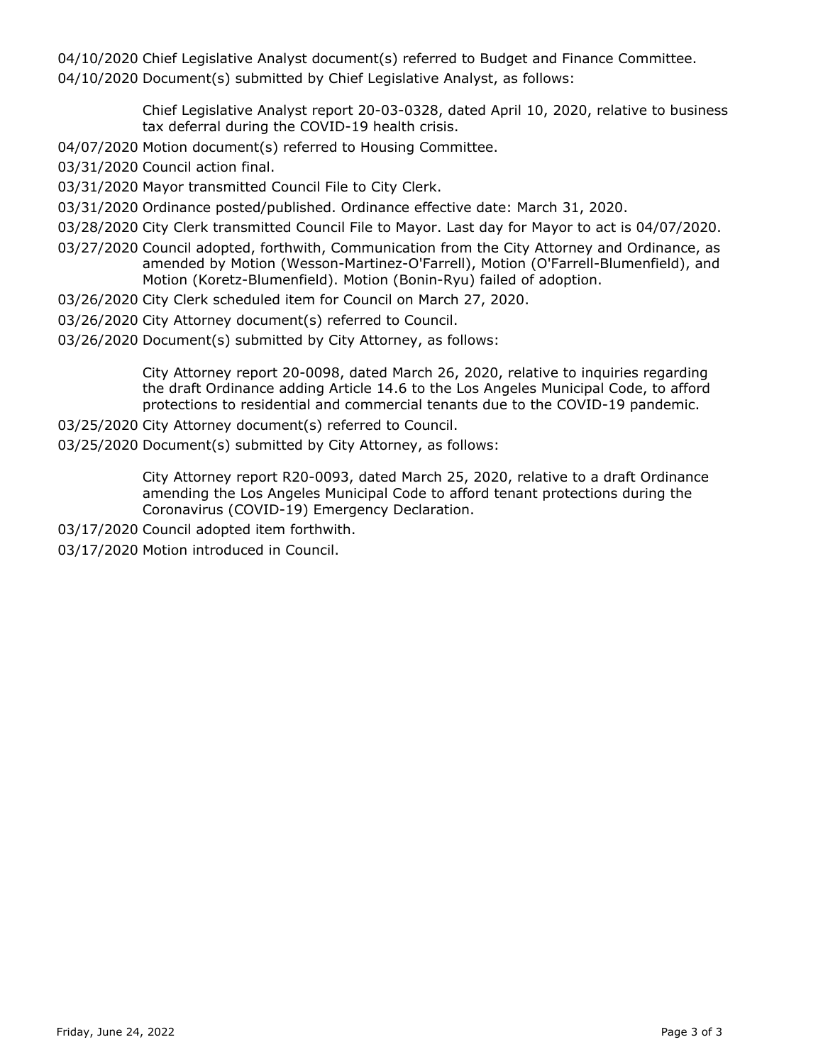04/10/2020 Chief Legislative Analyst document(s) referred to Budget and Finance Committee.

04/10/2020 Document(s) submitted by Chief Legislative Analyst, as follows:

> Chief Legislative Analyst report 20-03-0328, dated April 10, 2020, relative to business tax deferral during the COVID-19 health crisis.

04/07/2020 Motion document(s) referred to Housing Committee.

03/31/2020 Council action final.

03/31/2020 Mayor transmitted Council File to City Clerk.

03/31/2020 Ordinance posted/published. Ordinance effective date: March 31, 2020.

03/28/2020 City Clerk transmitted Council File to Mayor. Last day for Mayor to act is 04/07/2020.

03/27/2020 Council adopted, forthwith, Communication from the City Attorney and Ordinance, as amended by Motion (Wesson-Martinez-O'Farrell), Motion (O'Farrell-Blumenfield), and Motion (Koretz-Blumenfield). Motion (Bonin-Ryu) failed of adoption.

03/26/2020 City Clerk scheduled item for Council on March 27, 2020.

03/26/2020 City Attorney document(s) referred to Council.

03/26/2020 Document(s) submitted by City Attorney, as follows:

> City Attorney report 20-0098, dated March 26, 2020, relative to inquiries regarding the draft Ordinance adding Article 14.6 to the Los Angeles Municipal Code, to afford protections to residential and commercial tenants due to the COVID-19 pandemic.

03/25/2020 City Attorney document(s) referred to Council.

03/25/2020 Document(s) submitted by City Attorney, as follows:

> City Attorney report R20-0093, dated March 25, 2020, relative to a draft Ordinance amending the Los Angeles Municipal Code to afford tenant protections during the Coronavirus (COVID-19) Emergency Declaration.

03/17/2020 Council adopted item forthwith.

03/17/2020 Motion introduced in Council.